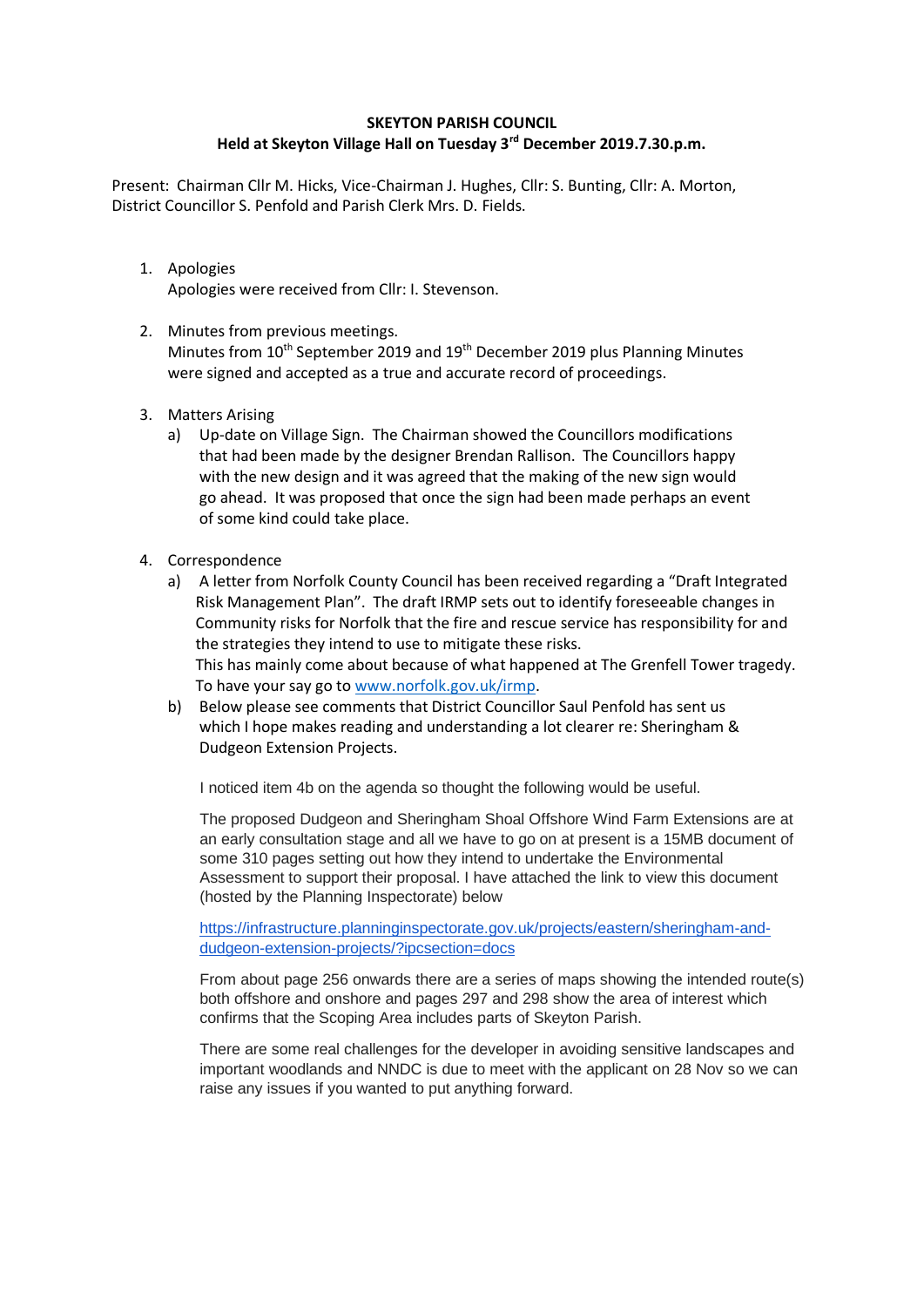**SKEYTON PARISH COUNCIL**

**Held at Skeyton Village Hall on Tuesday 3rd December 2019.7.30.p.m.**

Present: Chairman Cllr M. Hicks, Vice-Chairman J. Hughes, Cllr: S. Bunting, Cllr: A. Morton, District Councillor S. Penfold and Parish Clerk Mrs. D. Fields.

1. Apologies
   Apologies were received from Cllr: I. Stevenson.

2. Minutes from previous meetings.
   Minutes from 10th September 2019 and 19th December 2019 plus Planning Minutes were signed and accepted as a true and accurate record of proceedings.

3. Matters Arising
   a) Up-date on Village Sign. The Chairman showed the Councillors modifications that had been made by the designer Brendan Rallison. The Councillors happy with the new design and it was agreed that the making of the new sign would go ahead. It was proposed that once the sign had been made perhaps an event of some kind could take place.

4. Correspondence
   a) A letter from Norfolk County Council has been received regarding a "Draft Integrated Risk Management Plan". The draft IRMP sets out to identify foreseeable changes in Community risks for Norfolk that the fire and rescue service has responsibility for and the strategies they intend to use to mitigate these risks.
   This has mainly come about because of what happened at The Grenfell Tower tragedy. To have your say go to [www.norfolk.gov.uk/irmp](www.norfolk.gov.uk/irmp).
   b) Below please see comments that District Councillor Saul Penfold has sent us which I hope makes reading and understanding a lot clearer re: Sheringham & Dudgeon Extension Projects.

   I noticed item 4b on the agenda so thought the following would be useful.

   The proposed Dudgeon and Sheringham Shoal Offshore Wind Farm Extensions are at an early consultation stage and all we have to go on at present is a 15MB document of some 310 pages setting out how they intend to undertake the Environmental Assessment to support their proposal. I have attached the link to view this document (hosted by the Planning Inspectorate) below

   [https://infrastructure.planninginspectorate.gov.uk/projects/eastern/sheringham-and-dudgeon-extension-projects/?ipcsection=docs](https://infrastructure.planninginspectorate.gov.uk/projects/eastern/sheringham-and-dudgeon-extension-projects/?ipcsection=docs)

   From about page 256 onwards there are a series of maps showing the intended route(s) both offshore and onshore and pages 297 and 298 show the area of interest which confirms that the Scoping Area includes parts of Skeyton Parish.

   There are some real challenges for the developer in avoiding sensitive landscapes and important woodlands and NNDC is due to meet with the applicant on 28 Nov so we can raise any issues if you wanted to put anything forward.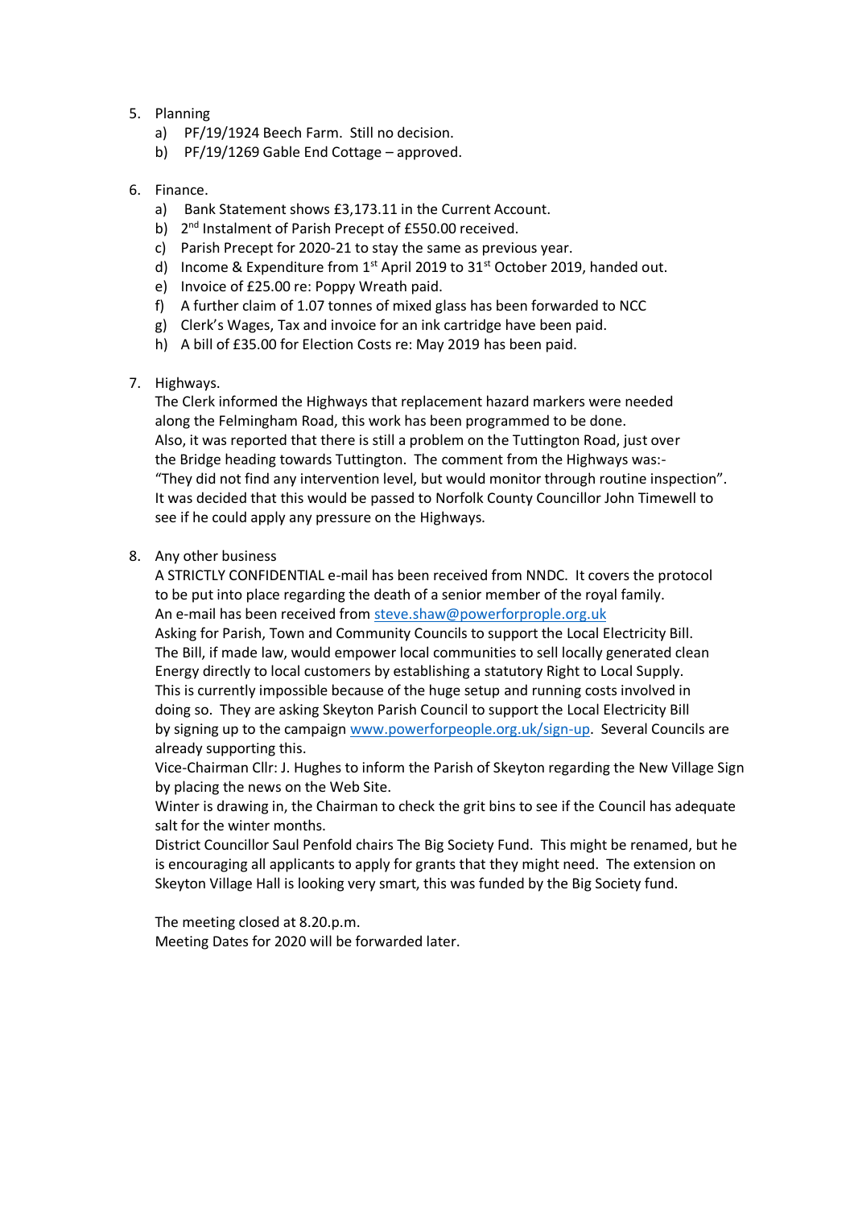5. Planning
   a) PF/19/1924 Beech Farm. Still no decision.
   b) PF/19/1269 Gable End Cottage – approved.

6. Finance.
   a) Bank Statement shows £3,173.11 in the Current Account.
   b) 2nd Instalment of Parish Precept of £550.00 received.
   c) Parish Precept for 2020-21 to stay the same as previous year.
   d) Income & Expenditure from 1st April 2019 to 31st October 2019, handed out.
   e) Invoice of £25.00 re: Poppy Wreath paid.
   f) A further claim of 1.07 tonnes of mixed glass has been forwarded to NCC
   g) Clerk's Wages, Tax and invoice for an ink cartridge have been paid.
   h) A bill of £35.00 for Election Costs re: May 2019 has been paid.

7. Highways.
   The Clerk informed the Highways that replacement hazard markers were needed along the Felmingham Road, this work has been programmed to be done.
   Also, it was reported that there is still a problem on the Tuttington Road, just over the Bridge heading towards Tuttington. The comment from the Highways was:-
   "They did not find any intervention level, but would monitor through routine inspection".
   It was decided that this would be passed to Norfolk County Councillor John Timewell to see if he could apply any pressure on the Highways.

8. Any other business
   A STRICTLY CONFIDENTIAL e-mail has been received from NNDC. It covers the protocol to be put into place regarding the death of a senior member of the royal family.
   An e-mail has been received from steve.shaw@powerforprople.org.uk
   Asking for Parish, Town and Community Councils to support the Local Electricity Bill.
   The Bill, if made law, would empower local communities to sell locally generated clean Energy directly to local customers by establishing a statutory Right to Local Supply.
   This is currently impossible because of the huge setup and running costs involved in doing so. They are asking Skeyton Parish Council to support the Local Electricity Bill by signing up to the campaign www.powerforpeople.org.uk/sign-up. Several Councils are already supporting this.
   Vice-Chairman Cllr: J. Hughes to inform the Parish of Skeyton regarding the New Village Sign by placing the news on the Web Site.
   Winter is drawing in, the Chairman to check the grit bins to see if the Council has adequate salt for the winter months.
   District Councillor Saul Penfold chairs The Big Society Fund. This might be renamed, but he is encouraging all applicants to apply for grants that they might need. The extension on Skeyton Village Hall is looking very smart, this was funded by the Big Society fund.

   The meeting closed at 8.20.p.m.
   Meeting Dates for 2020 will be forwarded later.